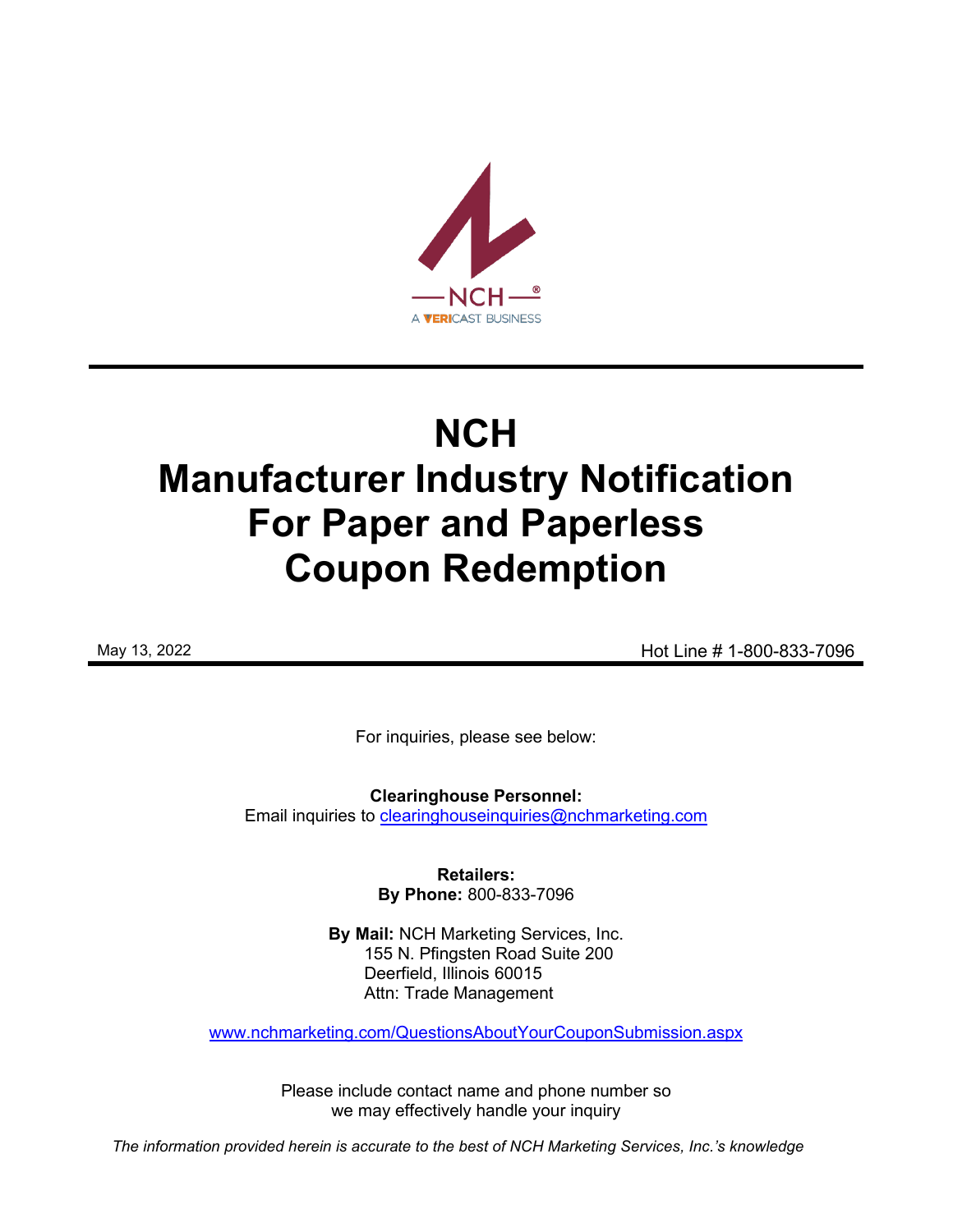NCH

A VERICAST BUSINESS

# NCH
# Manufacturer Industry Notification For Paper and Paperless Coupon Redemption

May 13, 2022

Hot Line # 1-800-833-7096

For inquiries, please see below:

**Clearinghouse Personnel:**
Email inquiries to clearinghouseinquiries@nchmarketing.com

**Retailers:**
**By Phone:** 800-833-7096

**By Mail:** NCH Marketing Services, Inc.
155 N. Pfingsten Road Suite 200
Deerfield, Illinois 60015
Attn: Trade Management

www.nchmarketing.com/QuestionsAboutYourCouponSubmission.aspx

Please include contact name and phone number so we may effectively handle your inquiry

*The information provided herein is accurate to the best of NCH Marketing Services, Inc.'s knowledge*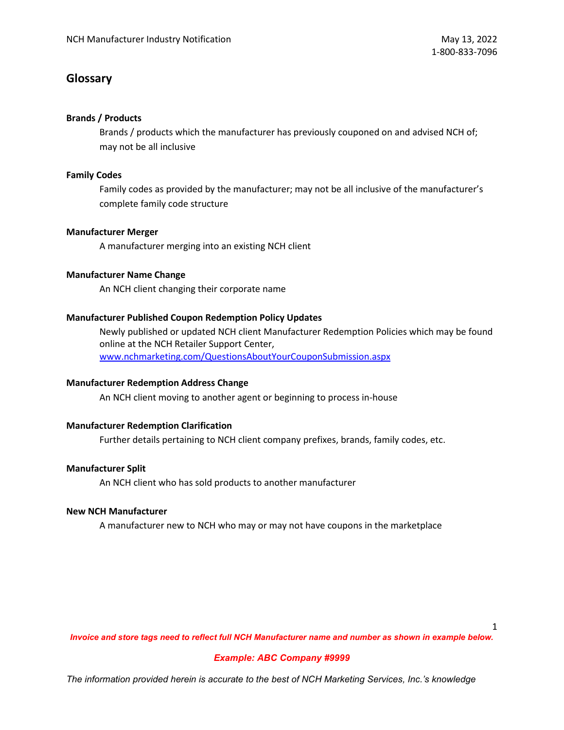## Glossary

**Brands / Products**

Brands / products which the manufacturer has previously couponed on and advised NCH of; may not be all inclusive

**Family Codes**

Family codes as provided by the manufacturer; may not be all inclusive of the manufacturer's complete family code structure

**Manufacturer Merger**

A manufacturer merging into an existing NCH client

**Manufacturer Name Change**

An NCH client changing their corporate name

**Manufacturer Published Coupon Redemption Policy Updates**

Newly published or updated NCH client Manufacturer Redemption Policies which may be found online at the NCH Retailer Support Center, [www.nchmarketing.com/QuestionsAboutYourCouponSubmission.aspx](http://www.nchmarketing.com/QuestionsAboutYourCouponSubmission.aspx)

**Manufacturer Redemption Address Change**

An NCH client moving to another agent or beginning to process in-house

**Manufacturer Redemption Clarification**

Further details pertaining to NCH client company prefixes, brands, family codes, etc.

**Manufacturer Split**

An NCH client who has sold products to another manufacturer

**New NCH Manufacturer**

A manufacturer new to NCH who may or may not have coupons in the marketplace

***Invoice and store tags need to reflect full NCH Manufacturer name and number as shown in example below.***

***Example: ABC Company #9999***

*The information provided herein is accurate to the best of NCH Marketing Services, Inc.'s knowledge*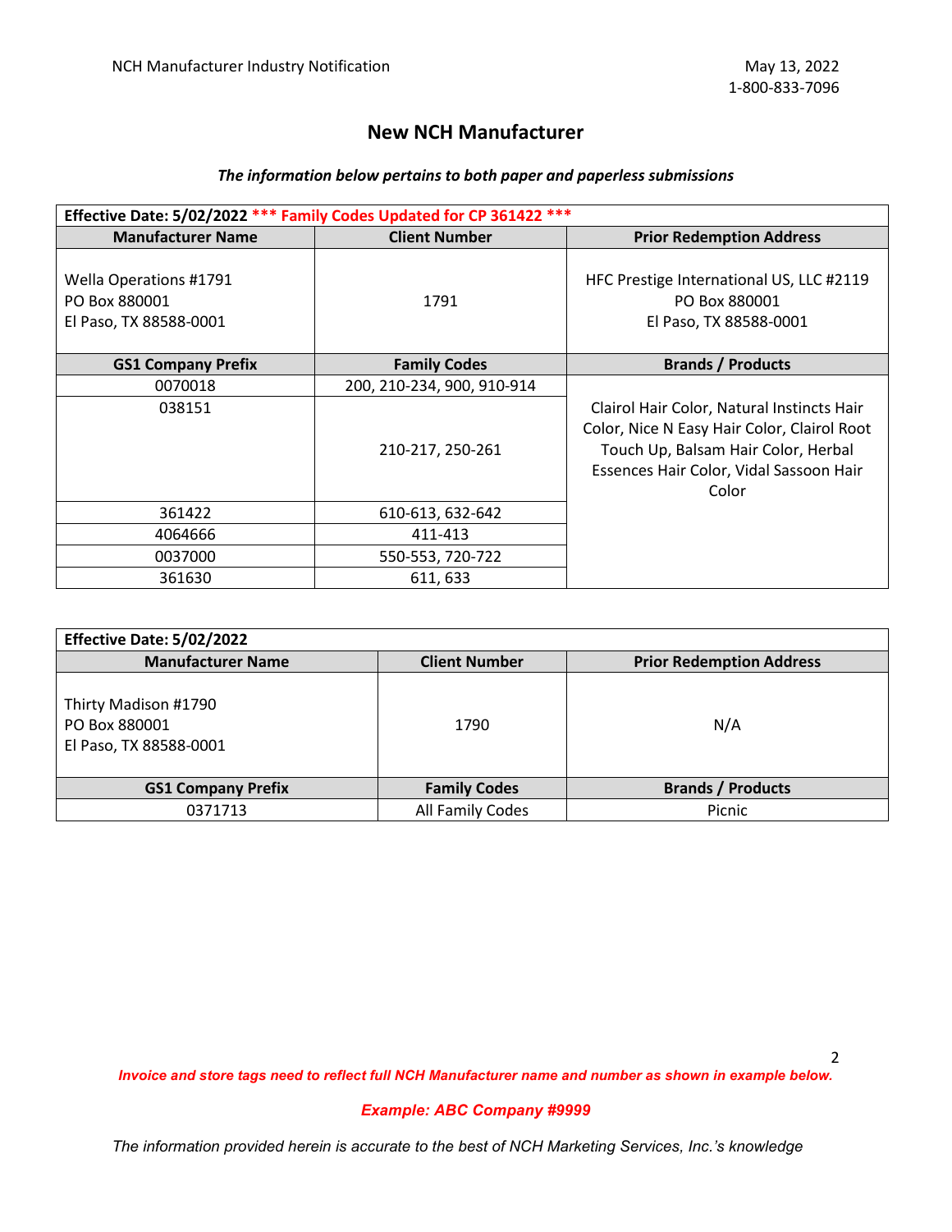## New NCH Manufacturer

***The information below pertains to both paper and paperless submissions***

| **Effective Date: 5/02/2022 \*\*\* Family Codes Updated for CP 361422 \*\*\*** | | |
|---|---|---|
| **Manufacturer Name** | **Client Number** | **Prior Redemption Address** |
| Wella Operations #1791<br>PO Box 880001<br>El Paso, TX 88588-0001 | 1791 | HFC Prestige International US, LLC #2119<br>PO Box 880001<br>El Paso, TX 88588-0001 |
| **GS1 Company Prefix** | **Family Codes** | **Brands / Products** |
| 0070018 | 200, 210-234, 900, 910-914 | Clairol Hair Color, Natural Instincts Hair Color, Nice N Easy Hair Color, Clairol Root Touch Up, Balsam Hair Color, Herbal Essences Hair Color, Vidal Sassoon Hair Color |
| 038151 | 210-217, 250-261 | |
| 361422 | 610-613, 632-642 | |
| 4064666 | 411-413 | |
| 0037000 | 550-553, 720-722 | |
| 361630 | 611, 633 | |

| **Effective Date: 5/02/2022** | | |
|---|---|---|
| **Manufacturer Name** | **Client Number** | **Prior Redemption Address** |
| Thirty Madison #1790<br>PO Box 880001<br>El Paso, TX 88588-0001 | 1790 | N/A |
| **GS1 Company Prefix** | **Family Codes** | **Brands / Products** |
| 0371713 | All Family Codes | Picnic |

***Invoice and store tags need to reflect full NCH Manufacturer name and number as shown in example below.***

***Example: ABC Company #9999***

*The information provided herein is accurate to the best of NCH Marketing Services, Inc.'s knowledge*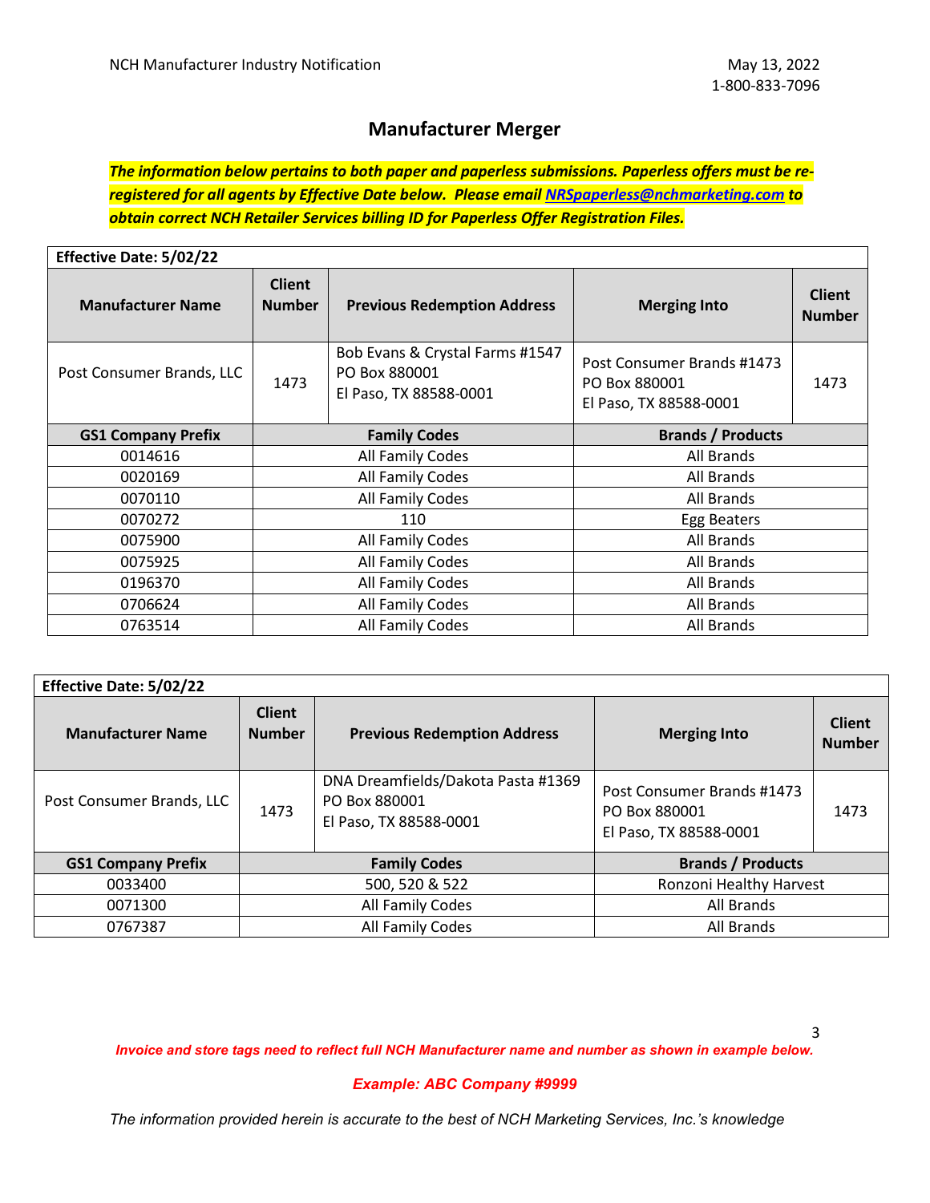NCH Manufacturer Industry Notification

May 13, 2022
1-800-833-7096

## Manufacturer Merger

***The information below pertains to both paper and paperless submissions. Paperless offers must be re-registered for all agents by Effective Date below. Please email [NRSpaperless@nchmarketing.com](mailto:NRSpaperless@nchmarketing.com) to obtain correct NCH Retailer Services billing ID for Paperless Offer Registration Files.***

| Effective Date: 5/02/22 | | | | |
|---|---|---|---|---|
| **Manufacturer Name** | **Client Number** | **Previous Redemption Address** | **Merging Into** | **Client Number** |
| Post Consumer Brands, LLC | 1473 | Bob Evans & Crystal Farms #1547<br>PO Box 880001<br>El Paso, TX 88588-0001 | Post Consumer Brands #1473<br>PO Box 880001<br>El Paso, TX 88588-0001 | 1473 |
| **GS1 Company Prefix** | **Family Codes** | | **Brands / Products** | |
| 0014616 | All Family Codes | | All Brands | |
| 0020169 | All Family Codes | | All Brands | |
| 0070110 | All Family Codes | | All Brands | |
| 0070272 | 110 | | Egg Beaters | |
| 0075900 | All Family Codes | | All Brands | |
| 0075925 | All Family Codes | | All Brands | |
| 0196370 | All Family Codes | | All Brands | |
| 0706624 | All Family Codes | | All Brands | |
| 0763514 | All Family Codes | | All Brands | |

| Effective Date: 5/02/22 | | | | |
|---|---|---|---|---|
| **Manufacturer Name** | **Client Number** | **Previous Redemption Address** | **Merging Into** | **Client Number** |
| Post Consumer Brands, LLC | 1473 | DNA Dreamfields/Dakota Pasta #1369<br>PO Box 880001<br>El Paso, TX 88588-0001 | Post Consumer Brands #1473<br>PO Box 880001<br>El Paso, TX 88588-0001 | 1473 |
| **GS1 Company Prefix** | **Family Codes** | | **Brands / Products** | |
| 0033400 | 500, 520 & 522 | | Ronzoni Healthy Harvest | |
| 0071300 | All Family Codes | | All Brands | |
| 0767387 | All Family Codes | | All Brands | |

***Invoice and store tags need to reflect full NCH Manufacturer name and number as shown in example below.***

***Example: ABC Company #9999***

*The information provided herein is accurate to the best of NCH Marketing Services, Inc.'s knowledge*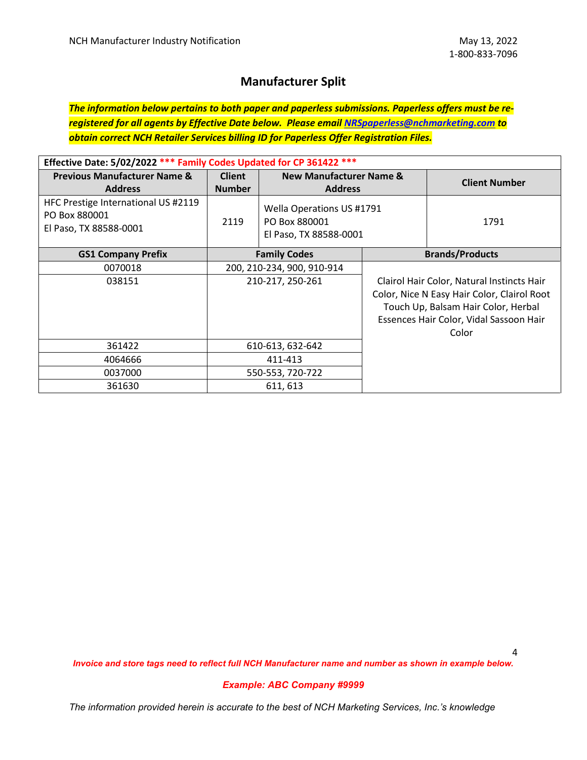# Manufacturer Split

***The information below pertains to both paper and paperless submissions. Paperless offers must be re-registered for all agents by Effective Date below. Please email [NRSpaperless@nchmarketing.com](mailto:NRSpaperless@nchmarketing.com) to obtain correct NCH Retailer Services billing ID for Paperless Offer Registration Files.***

**Effective Date: 5/02/2022** *** Family Codes Updated for CP 361422 ***

| Previous Manufacturer Name & Address | Client Number | New Manufacturer Name & Address | Client Number |
|---|---|---|---|
| HFC Prestige International US #2119<br>PO Box 880001<br>El Paso, TX 88588-0001 | 2119 | Wella Operations US #1791<br>PO Box 880001<br>El Paso, TX 88588-0001 | 1791 |

| GS1 Company Prefix | Family Codes | Brands/Products |
|---|---|---|
| 0070018 | 200, 210-234, 900, 910-914 | Clairol Hair Color, Natural Instincts Hair Color, Nice N Easy Hair Color, Clairol Root Touch Up, Balsam Hair Color, Herbal Essences Hair Color, Vidal Sassoon Hair Color |
| 038151 | 210-217, 250-261 | |
| 361422 | 610-613, 632-642 | |
| 4064666 | 411-413 | |
| 0037000 | 550-553, 720-722 | |
| 361630 | 611, 613 | |

***Invoice and store tags need to reflect full NCH Manufacturer name and number as shown in example below.***

***Example: ABC Company #9999***

*The information provided herein is accurate to the best of NCH Marketing Services, Inc.'s knowledge*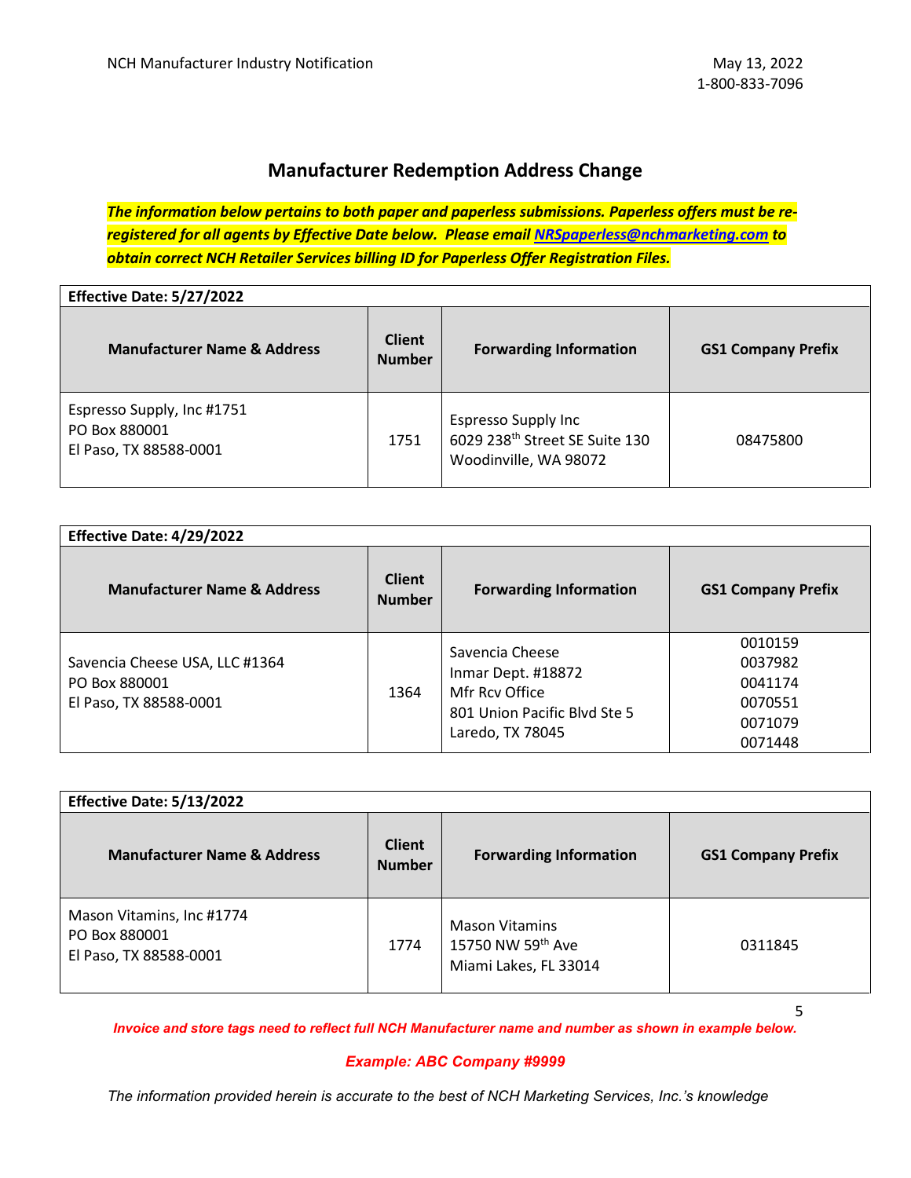## Manufacturer Redemption Address Change

***The information below pertains to both paper and paperless submissions. Paperless offers must be re-registered for all agents by Effective Date below. Please email [NRSpaperless@nchmarketing.com](mailto:NRSpaperless@nchmarketing.com) to obtain correct NCH Retailer Services billing ID for Paperless Offer Registration Files.***

| **Effective Date: 5/27/2022** | | | |
|---|---|---|---|
| **Manufacturer Name & Address** | **Client Number** | **Forwarding Information** | **GS1 Company Prefix** |
| Espresso Supply, Inc #1751<br>PO Box 880001<br>El Paso, TX 88588-0001 | 1751 | Espresso Supply Inc<br>6029 238th Street SE Suite 130<br>Woodinville, WA 98072 | 08475800 |

| **Effective Date: 4/29/2022** | | | |
|---|---|---|---|
| **Manufacturer Name & Address** | **Client Number** | **Forwarding Information** | **GS1 Company Prefix** |
| Savencia Cheese USA, LLC #1364<br>PO Box 880001<br>El Paso, TX 88588-0001 | 1364 | Savencia Cheese<br>Inmar Dept. #18872<br>Mfr Rcv Office<br>801 Union Pacific Blvd Ste 5<br>Laredo, TX 78045 | 0010159<br>0037982<br>0041174<br>0070551<br>0071079<br>0071448 |

| **Effective Date: 5/13/2022** | | | |
|---|---|---|---|
| **Manufacturer Name & Address** | **Client Number** | **Forwarding Information** | **GS1 Company Prefix** |
| Mason Vitamins, Inc #1774<br>PO Box 880001<br>El Paso, TX 88588-0001 | 1774 | Mason Vitamins<br>15750 NW 59th Ave<br>Miami Lakes, FL 33014 | 0311845 |

***Invoice and store tags need to reflect full NCH Manufacturer name and number as shown in example below.***

***Example: ABC Company #9999***

*The information provided herein is accurate to the best of NCH Marketing Services, Inc.'s knowledge*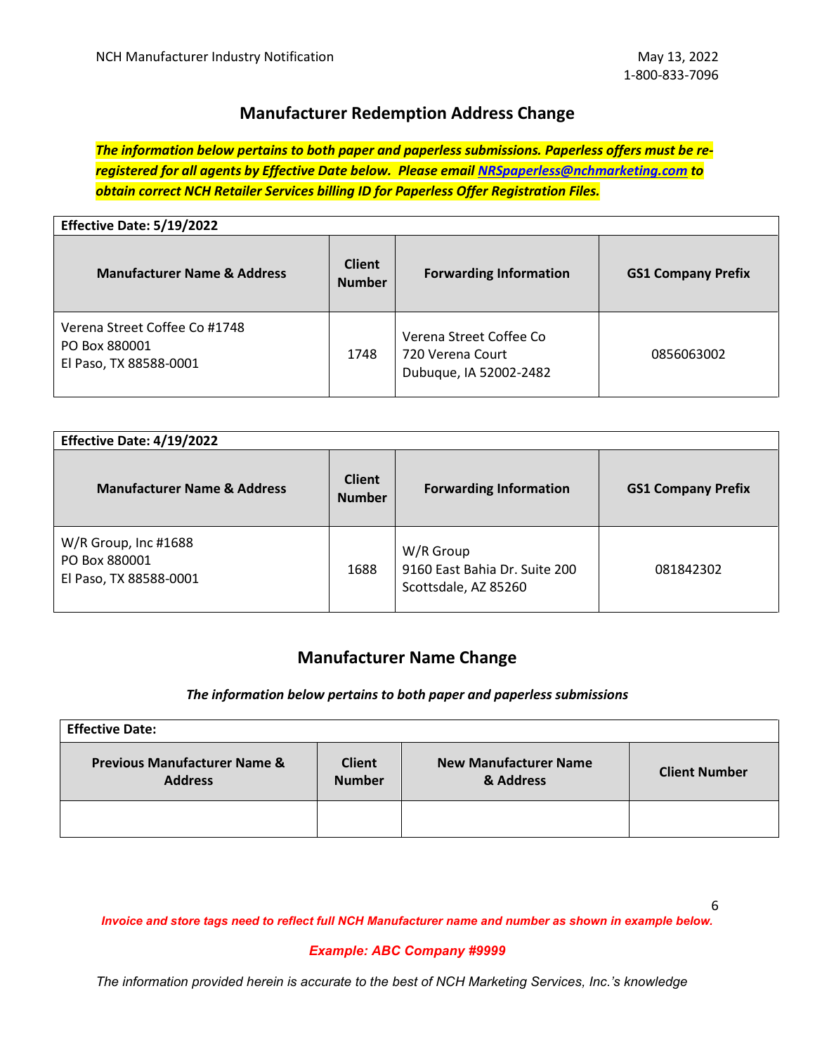## Manufacturer Redemption Address Change

***The information below pertains to both paper and paperless submissions. Paperless offers must be re-registered for all agents by Effective Date below. Please email [NRSpaperless@nchmarketing.com](mailto:NRSpaperless@nchmarketing.com) to obtain correct NCH Retailer Services billing ID for Paperless Offer Registration Files.***

| **Effective Date: 5/19/2022** | | | |
|---|---|---|---|
| **Manufacturer Name & Address** | **Client Number** | **Forwarding Information** | **GS1 Company Prefix** |
| Verena Street Coffee Co #1748<br>PO Box 880001<br>El Paso, TX 88588-0001 | 1748 | Verena Street Coffee Co<br>720 Verena Court<br>Dubuque, IA 52002-2482 | 0856063002 |

| **Effective Date: 4/19/2022** | | | |
|---|---|---|---|
| **Manufacturer Name & Address** | **Client Number** | **Forwarding Information** | **GS1 Company Prefix** |
| W/R Group, Inc #1688<br>PO Box 880001<br>El Paso, TX 88588-0001 | 1688 | W/R Group<br>9160 East Bahia Dr. Suite 200<br>Scottsdale, AZ 85260 | 081842302 |

## Manufacturer Name Change

***The information below pertains to both paper and paperless submissions***

| **Effective Date:** | | | |
|---|---|---|---|
| **Previous Manufacturer Name & Address** | **Client Number** | **New Manufacturer Name & Address** | **Client Number** |
| | | | |

***Invoice and store tags need to reflect full NCH Manufacturer name and number as shown in example below.***

***Example: ABC Company #9999***

*The information provided herein is accurate to the best of NCH Marketing Services, Inc.'s knowledge*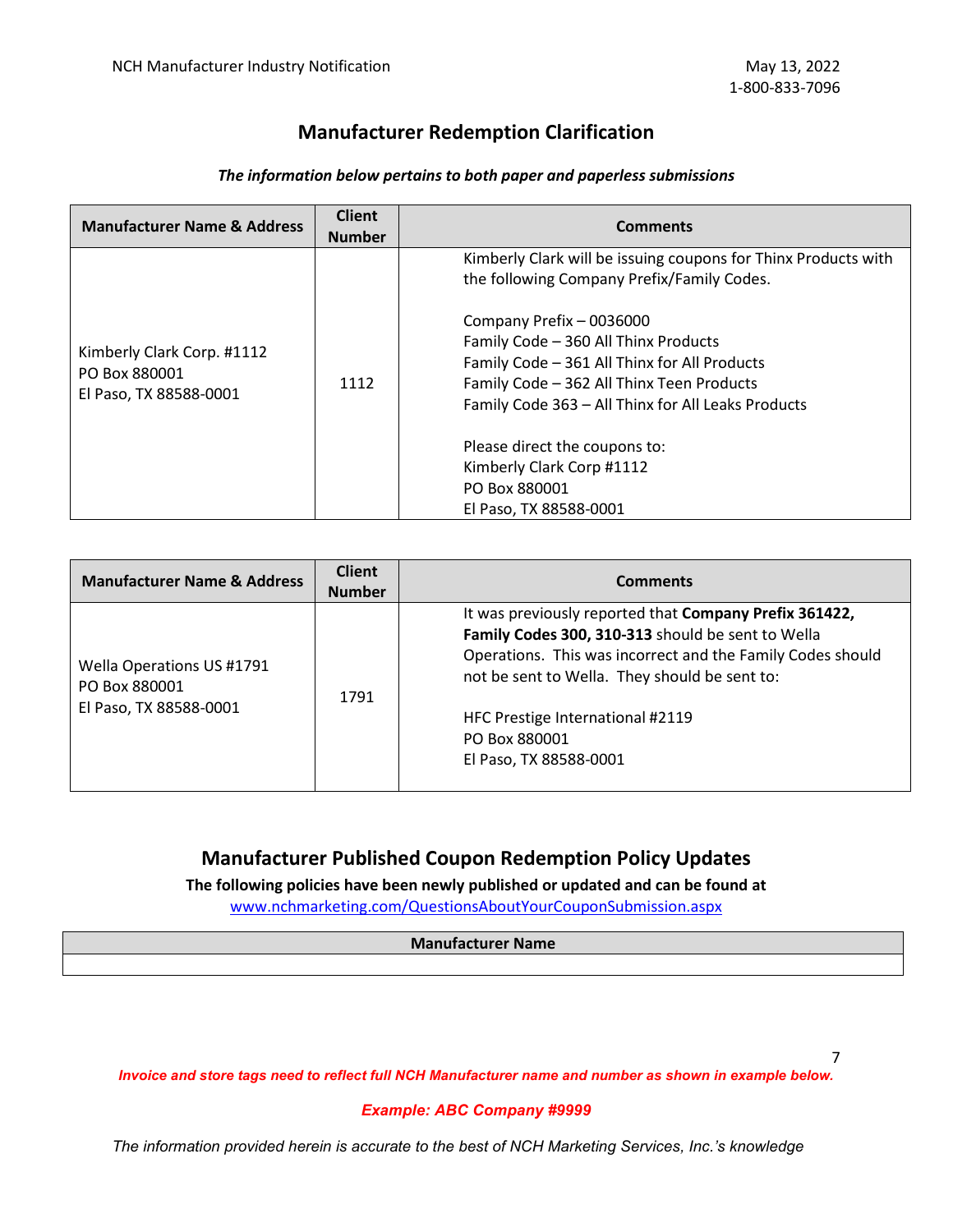## Manufacturer Redemption Clarification

***The information below pertains to both paper and paperless submissions***

| Manufacturer Name & Address | Client Number | Comments |
|---|---|---|
| Kimberly Clark Corp. #1112<br>PO Box 880001<br>El Paso, TX 88588-0001 | 1112 | Kimberly Clark will be issuing coupons for Thinx Products with the following Company Prefix/Family Codes.<br><br>Company Prefix – 0036000<br>Family Code – 360 All Thinx Products<br>Family Code – 361 All Thinx for All Products<br>Family Code – 362 All Thinx Teen Products<br>Family Code 363 – All Thinx for All Leaks Products<br><br>Please direct the coupons to:<br>Kimberly Clark Corp #1112<br>PO Box 880001<br>El Paso, TX 88588-0001 |

| Manufacturer Name & Address | Client Number | Comments |
|---|---|---|
| Wella Operations US #1791<br>PO Box 880001<br>El Paso, TX 88588-0001 | 1791 | It was previously reported that **Company Prefix 361422, Family Codes 300, 310-313** should be sent to Wella Operations. This was incorrect and the Family Codes should not be sent to Wella. They should be sent to:<br><br>HFC Prestige International #2119<br>PO Box 880001<br>El Paso, TX 88588-0001 |

## Manufacturer Published Coupon Redemption Policy Updates

**The following policies have been newly published or updated and can be found at**
www.nchmarketing.com/QuestionsAboutYourCouponSubmission.aspx

| Manufacturer Name |
|---|
| |

***Invoice and store tags need to reflect full NCH Manufacturer name and number as shown in example below.***

***Example: ABC Company #9999***

*The information provided herein is accurate to the best of NCH Marketing Services, Inc.'s knowledge*